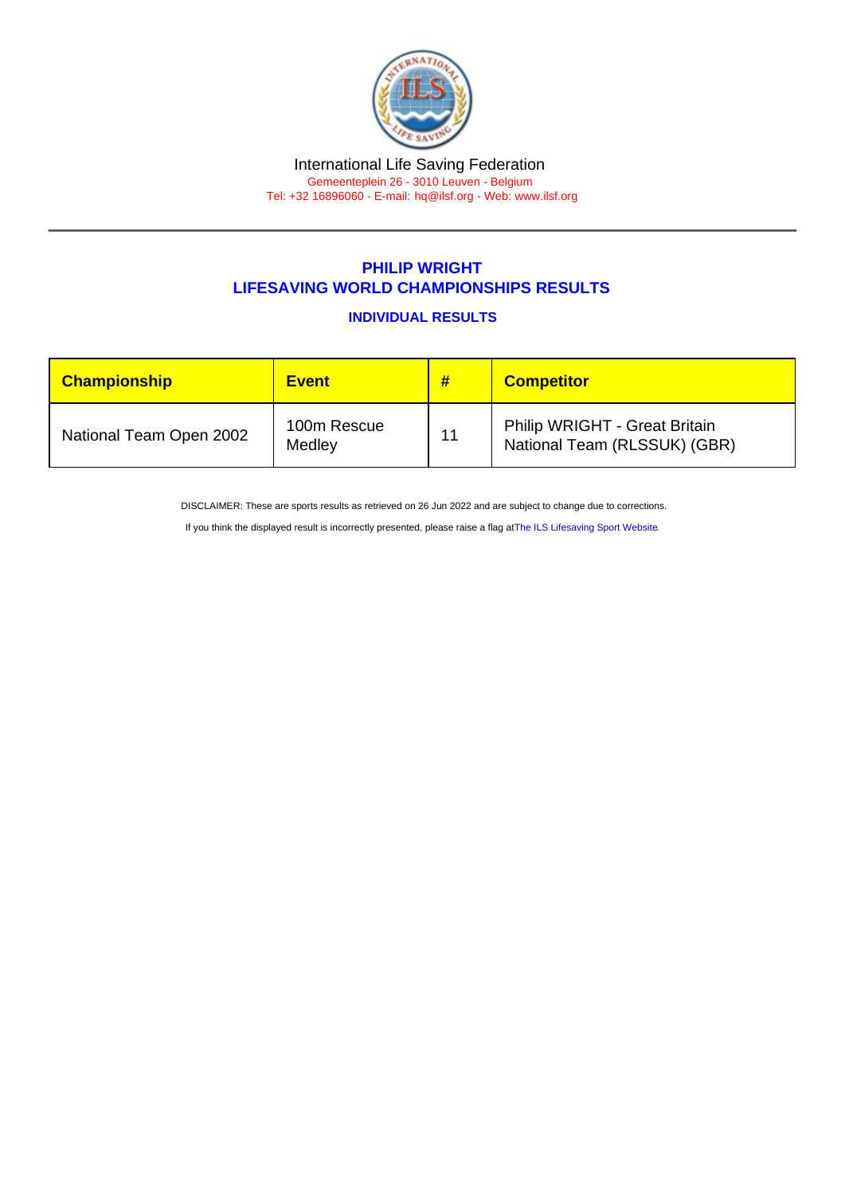International Life Saving Federation

Gemeenteplein 26 - 3010 Leuven - Belgium

Tel: +32 16896060 - E-mail: hq@ilsf.org - Web: www.ilsf.org

## PHILIP WRIGHT
## LIFESAVING WORLD CHAMPIONSHIPS RESULTS

### INDIVIDUAL RESULTS

| Championship | Event | # | Competitor |
|---|---|---|---|
| National Team Open 2002 | 100m Rescue Medley | 11 | Philip WRIGHT - Great Britain National Team (RLSSUK) (GBR) |

DISCLAIMER: These are sports results as retrieved on 26 Jun 2022 and are subject to change due to corrections.

If you think the displayed result is incorrectly presented, please raise a flag at The ILS Lifesaving Sport Website.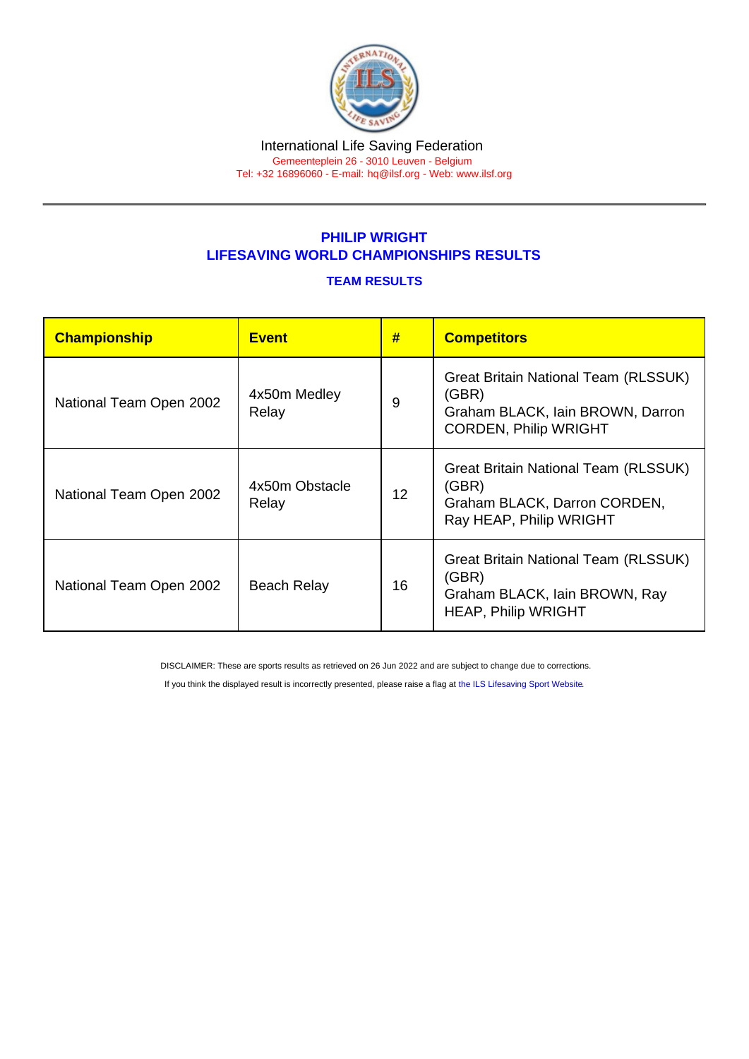International Life Saving Federation
Gemeenteplein 26 - 3010 Leuven - Belgium
Tel: +32 16896060 - E-mail: hq@ilsf.org - Web: www.ilsf.org

## PHILIP WRIGHT
## LIFESAVING WORLD CHAMPIONSHIPS RESULTS

### TEAM RESULTS

| Championship | Event | # | Competitors |
|---|---|---|---|
| National Team Open 2002 | 4x50m Medley Relay | 9 | Great Britain National Team (RLSSUK) (GBR)<br>Graham BLACK, Iain BROWN, Darron CORDEN, Philip WRIGHT |
| National Team Open 2002 | 4x50m Obstacle Relay | 12 | Great Britain National Team (RLSSUK) (GBR)<br>Graham BLACK, Darron CORDEN, Ray HEAP, Philip WRIGHT |
| National Team Open 2002 | Beach Relay | 16 | Great Britain National Team (RLSSUK) (GBR)<br>Graham BLACK, Iain BROWN, Ray HEAP, Philip WRIGHT |

DISCLAIMER: These are sports results as retrieved on 26 Jun 2022 and are subject to change due to corrections.

If you think the displayed result is incorrectly presented, please raise a flag at the ILS Lifesaving Sport Website.